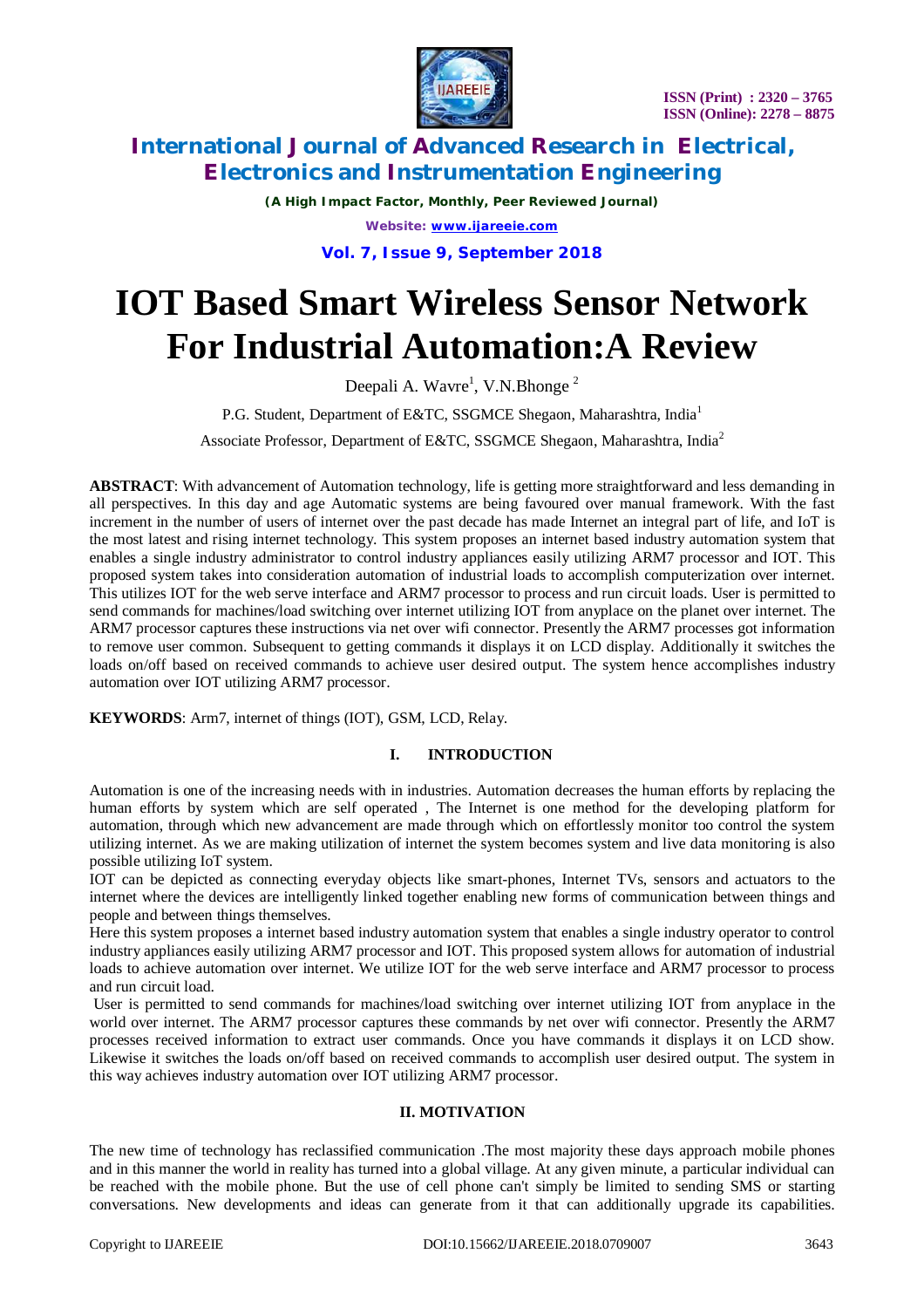# IOT Based Smart Wireless Sensor Network For Industrial Automation:A Review

Deepali A. Wavre[1], V.N.Bhonge [2]

P.G. Student, Department of E&TC, SSGMCE Shegaon, Maharashtra, India[1]

Associate Professor, Department of E&TC, SSGMCE Shegaon, Maharashtra, India[2]

**ABSTRACT**: With advancement of Automation technology, life is getting more straightforward and less demanding in all perspectives. In this day and age Automatic systems are being favoured over manual framework. With the fast increment in the number of users of internet over the past decade has made Internet an integral part of life, and IoT is the most latest and rising internet technology. This system proposes an internet based industry automation system that enables a single industry administrator to control industry appliances easily utilizing ARM7 processor and IOT. This proposed system takes into consideration automation of industrial loads to accomplish computerization over internet. This utilizes IOT for the web serve interface and ARM7 processor to process and run circuit loads. User is permitted to send commands for machines/load switching over internet utilizing IOT from anyplace on the planet over internet. The ARM7 processor captures these instructions via net over wifi connector. Presently the ARM7 processes got information to remove user common. Subsequent to getting commands it displays it on LCD display. Additionally it switches the loads on/off based on received commands to achieve user desired output. The system hence accomplishes industry automation over IOT utilizing ARM7 processor.

**KEYWORDS**: Arm7, internet of things (IOT), GSM, LCD, Relay.

## I. INTRODUCTION

Automation is one of the increasing needs with in industries. Automation decreases the human efforts by replacing the human efforts by system which are self operated , The Internet is one method for the developing platform for automation, through which new advancement are made through which on effortlessly monitor too control the system utilizing internet. As we are making utilization of internet the system becomes system and live data monitoring is also possible utilizing IoT system.

IOT can be depicted as connecting everyday objects like smart-phones, Internet TVs, sensors and actuators to the internet where the devices are intelligently linked together enabling new forms of communication between things and people and between things themselves.

Here this system proposes a internet based industry automation system that enables a single industry operator to control industry appliances easily utilizing ARM7 processor and IOT. This proposed system allows for automation of industrial loads to achieve automation over internet. We utilize IOT for the web serve interface and ARM7 processor to process and run circuit load.

User is permitted to send commands for machines/load switching over internet utilizing IOT from anyplace in the world over internet. The ARM7 processor captures these commands by net over wifi connector. Presently the ARM7 processes received information to extract user commands. Once you have commands it displays it on LCD show. Likewise it switches the loads on/off based on received commands to accomplish user desired output. The system in this way achieves industry automation over IOT utilizing ARM7 processor.

## II. MOTIVATION

The new time of technology has reclassified communication .The most majority these days approach mobile phones and in this manner the world in reality has turned into a global village. At any given minute, a particular individual can be reached with the mobile phone. But the use of cell phone can't simply be limited to sending SMS or starting conversations. New developments and ideas can generate from it that can additionally upgrade its capabilities.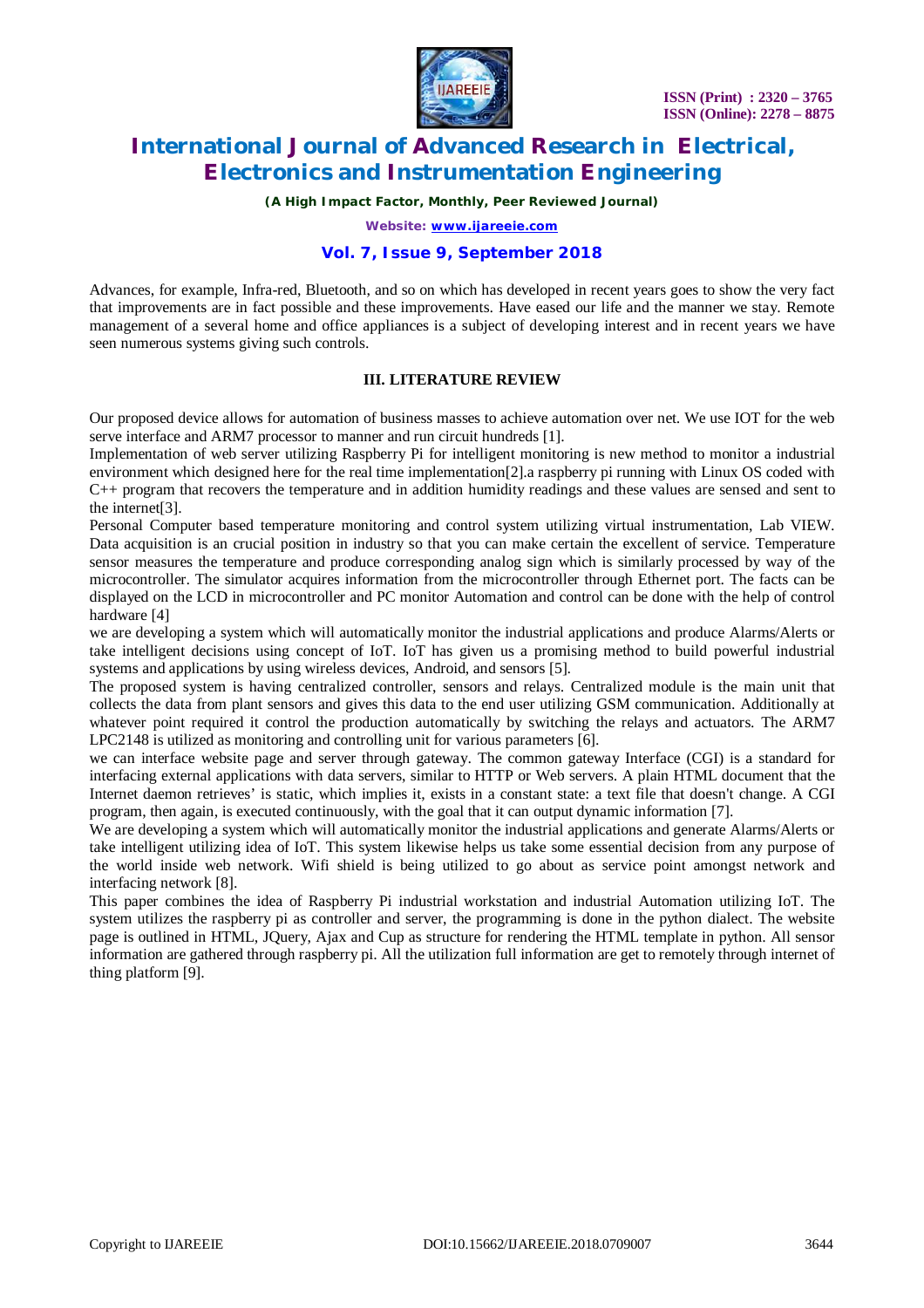Advances, for example, Infra-red, Bluetooth, and so on which has developed in recent years goes to show the very fact that improvements are in fact possible and these improvements. Have eased our life and the manner we stay. Remote management of a several home and office appliances is a subject of developing interest and in recent years we have seen numerous systems giving such controls.

## III. LITERATURE REVIEW

Our proposed device allows for automation of business masses to achieve automation over net. We use IOT for the web serve interface and ARM7 processor to manner and run circuit hundreds [1].

Implementation of web server utilizing Raspberry Pi for intelligent monitoring is new method to monitor a industrial environment which designed here for the real time implementation[2].a raspberry pi running with Linux OS coded with C++ program that recovers the temperature and in addition humidity readings and these values are sensed and sent to the internet[3].

Personal Computer based temperature monitoring and control system utilizing virtual instrumentation, Lab VIEW. Data acquisition is an crucial position in industry so that you can make certain the excellent of service. Temperature sensor measures the temperature and produce corresponding analog sign which is similarly processed by way of the microcontroller. The simulator acquires information from the microcontroller through Ethernet port. The facts can be displayed on the LCD in microcontroller and PC monitor Automation and control can be done with the help of control hardware [4]

we are developing a system which will automatically monitor the industrial applications and produce Alarms/Alerts or take intelligent decisions using concept of IoT. IoT has given us a promising method to build powerful industrial systems and applications by using wireless devices, Android, and sensors [5].

The proposed system is having centralized controller, sensors and relays. Centralized module is the main unit that collects the data from plant sensors and gives this data to the end user utilizing GSM communication. Additionally at whatever point required it control the production automatically by switching the relays and actuators. The ARM7 LPC2148 is utilized as monitoring and controlling unit for various parameters [6].

we can interface website page and server through gateway. The common gateway Interface (CGI) is a standard for interfacing external applications with data servers, similar to HTTP or Web servers. A plain HTML document that the Internet daemon retrieves' is static, which implies it, exists in a constant state: a text file that doesn't change. A CGI program, then again, is executed continuously, with the goal that it can output dynamic information [7].

We are developing a system which will automatically monitor the industrial applications and generate Alarms/Alerts or take intelligent utilizing idea of IoT. This system likewise helps us take some essential decision from any purpose of the world inside web network. Wifi shield is being utilized to go about as service point amongst network and interfacing network [8].

This paper combines the idea of Raspberry Pi industrial workstation and industrial Automation utilizing IoT. The system utilizes the raspberry pi as controller and server, the programming is done in the python dialect. The website page is outlined in HTML, JQuery, Ajax and Cup as structure for rendering the HTML template in python. All sensor information are gathered through raspberry pi. All the utilization full information are get to remotely through internet of thing platform [9].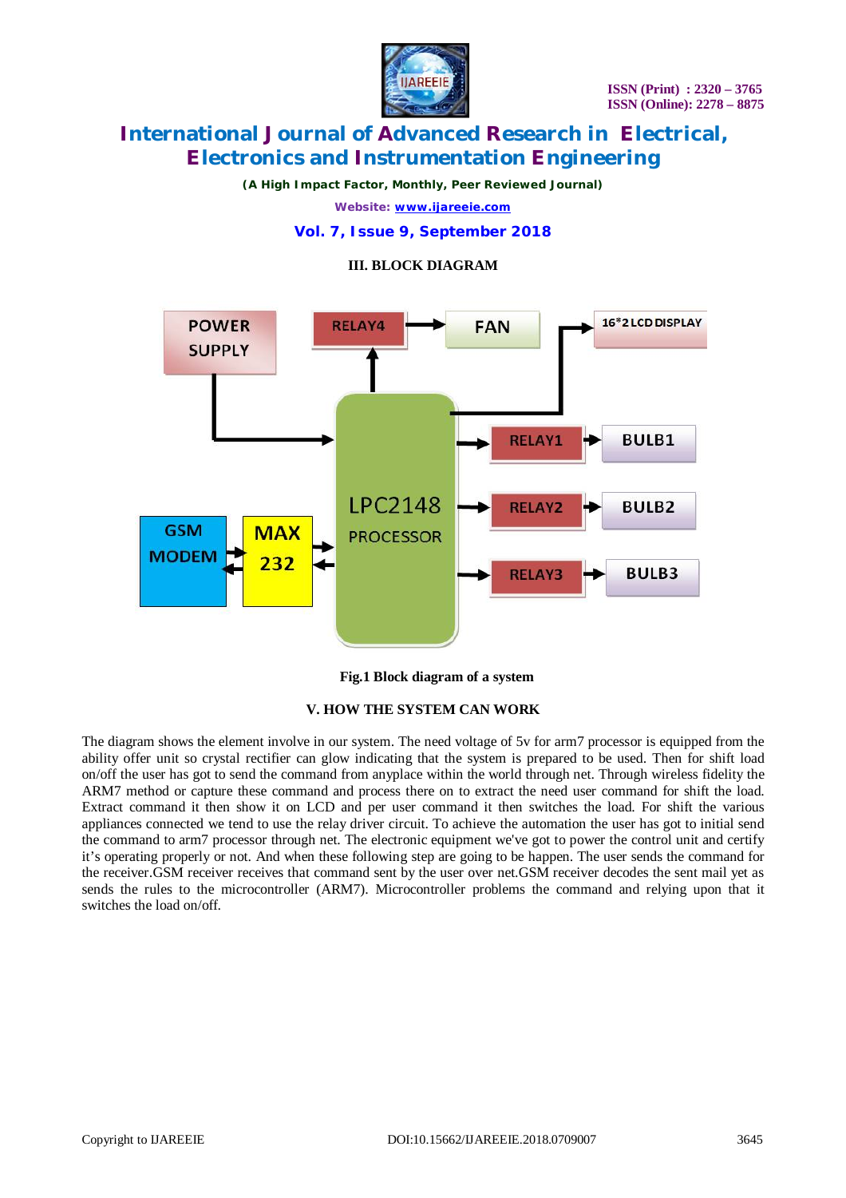## III. BLOCK DIAGRAM

Fig.1 Block diagram of a system

## V. HOW THE SYSTEM CAN WORK

The diagram shows the element involve in our system. The need voltage of 5v for arm7 processor is equipped from the ability offer unit so crystal rectifier can glow indicating that the system is prepared to be used. Then for shift load on/off the user has got to send the command from anyplace within the world through net. Through wireless fidelity the ARM7 method or capture these command and process there on to extract the need user command for shift the load. Extract command it then show it on LCD and per user command it then switches the load. For shift the various appliances connected we tend to use the relay driver circuit. To achieve the automation the user has got to initial send the command to arm7 processor through net. The electronic equipment we've got to power the control unit and certify it's operating properly or not. And when these following step are going to be happen. The user sends the command for the receiver.GSM receiver receives that command sent by the user over net.GSM receiver decodes the sent mail yet as sends the rules to the microcontroller (ARM7). Microcontroller problems the command and relying upon that it switches the load on/off.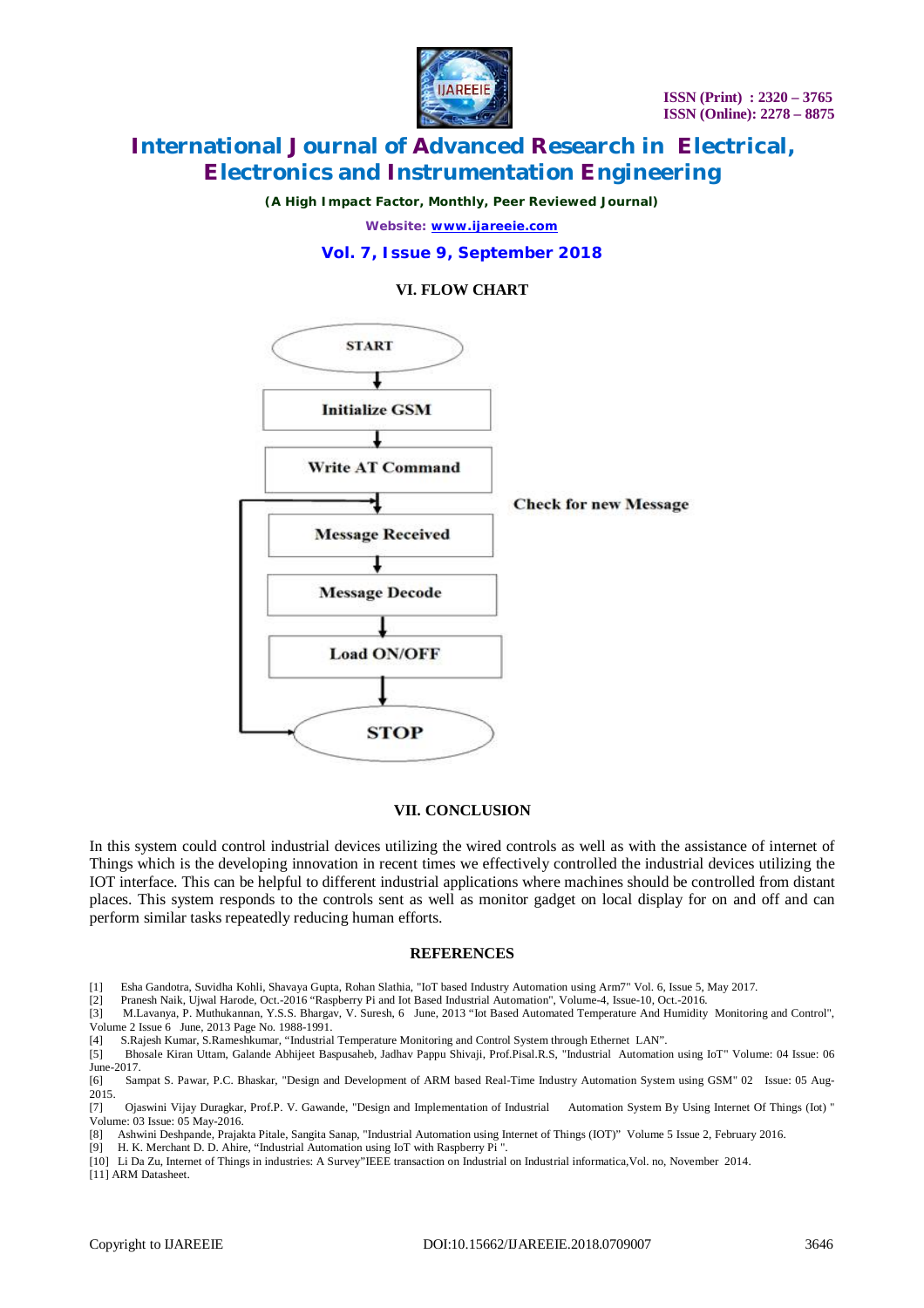## VI. FLOW CHART

START

Initialize GSM

Write AT Command

Check for new Message

Message Received

Message Decode

Load ON/OFF

STOP

## VII. CONCLUSION

In this system could control industrial devices utilizing the wired controls as well as with the assistance of internet of Things which is the developing innovation in recent times we effectively controlled the industrial devices utilizing the IOT interface. This can be helpful to different industrial applications where machines should be controlled from distant places. This system responds to the controls sent as well as monitor gadget on local display for on and off and can perform similar tasks repeatedly reducing human efforts.

## REFERENCES

[1] Esha Gandotra, Suvidha Kohli, Shavaya Gupta, Rohan Slathia, "IoT based Industry Automation using Arm7" Vol. 6, Issue 5, May 2017.
[2] Pranesh Naik, Ujwal Harode, Oct.-2016 "Raspberry Pi and Iot Based Industrial Automation", Volume-4, Issue-10, Oct.-2016.
[3] M.Lavanya, P. Muthukannan, Y.S.S. Bhargav, V. Suresh, 6 June, 2013 "Iot Based Automated Temperature And Humidity Monitoring and Control", Volume 2 Issue 6 June, 2013 Page No. 1988-1991.
[4] S.Rajesh Kumar, S.Rameshkumar, "Industrial Temperature Monitoring and Control System through Ethernet LAN".
[5] Bhosale Kiran Uttam, Galande Abhijeet Baspusaheb, Jadhav Pappu Shivaji, Prof.Pisal.R.S, "Industrial Automation using IoT" Volume: 04 Issue: 06 June-2017.
[6] Sampat S. Pawar, P.C. Bhaskar, "Design and Development of ARM based Real-Time Industry Automation System using GSM" 02 Issue: 05 Aug-2015.
[7] Ojaswini Vijay Duragkar, Prof.P. V. Gawande, "Design and Implementation of Industrial Automation System By Using Internet Of Things (Iot) " Volume: 03 Issue: 05 May-2016.
[8] Ashwini Deshpande, Prajakta Pitale, Sangita Sanap, "Industrial Automation using Internet of Things (IOT)" Volume 5 Issue 2, February 2016.
[9] H. K. Merchant D. D. Ahire, "Industrial Automation using IoT with Raspberry Pi ".
[10] Li Da Zu, Internet of Things in industries: A Survey"IEEE transaction on Industrial on Industrial informatica,Vol. no, November 2014.
[11] ARM Datasheet.